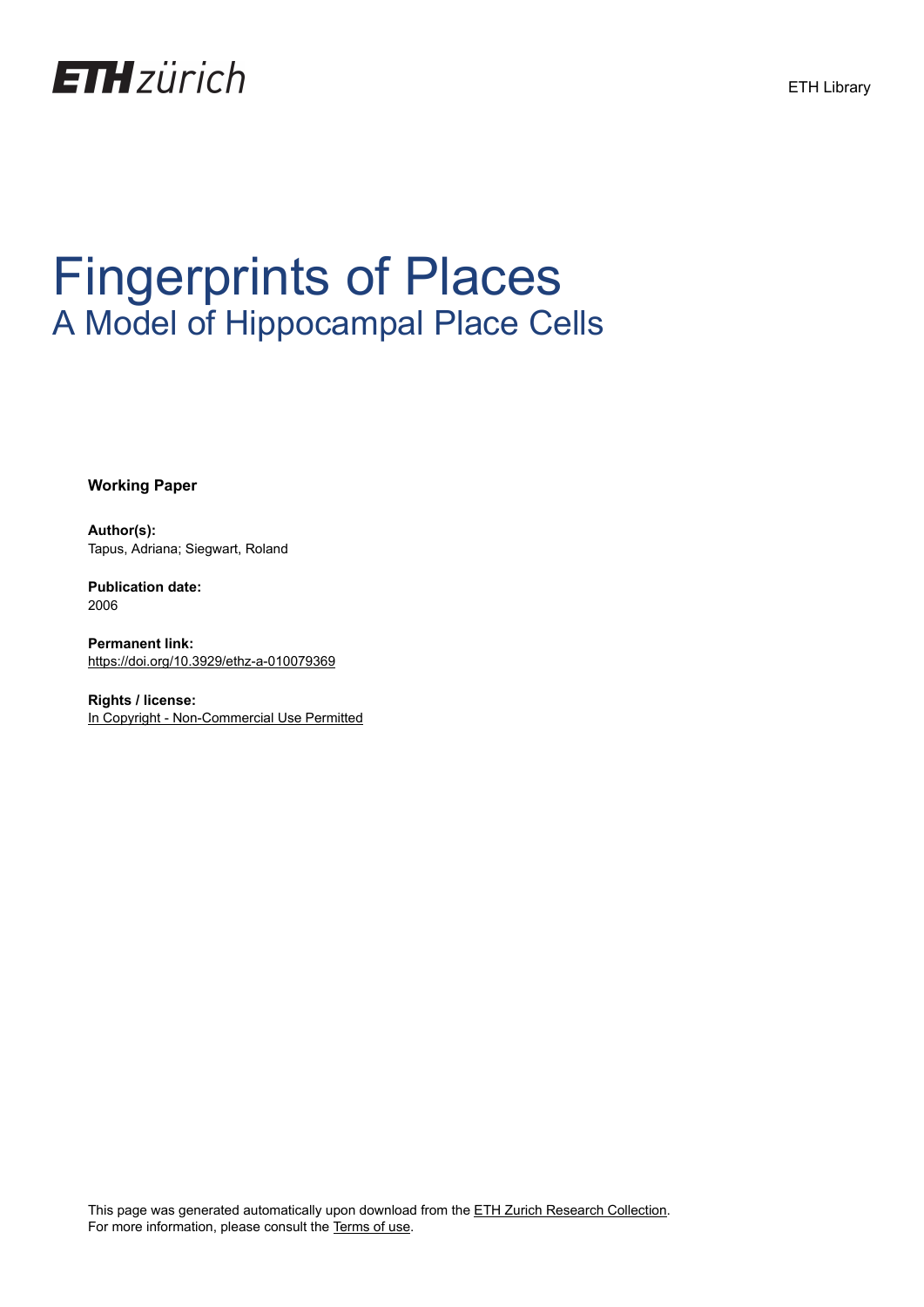ETH zürich

ETH Library

# Fingerprints of Places
## A Model of Hippocampal Place Cells

**Working Paper**

**Author(s):**
Tapus, Adriana; Siegwart, Roland

**Publication date:**
2006

**Permanent link:**
https://doi.org/10.3929/ethz-a-010079369

**Rights / license:**
In Copyright - Non-Commercial Use Permitted

This page was generated automatically upon download from the ETH Zurich Research Collection.
For more information, please consult the Terms of use.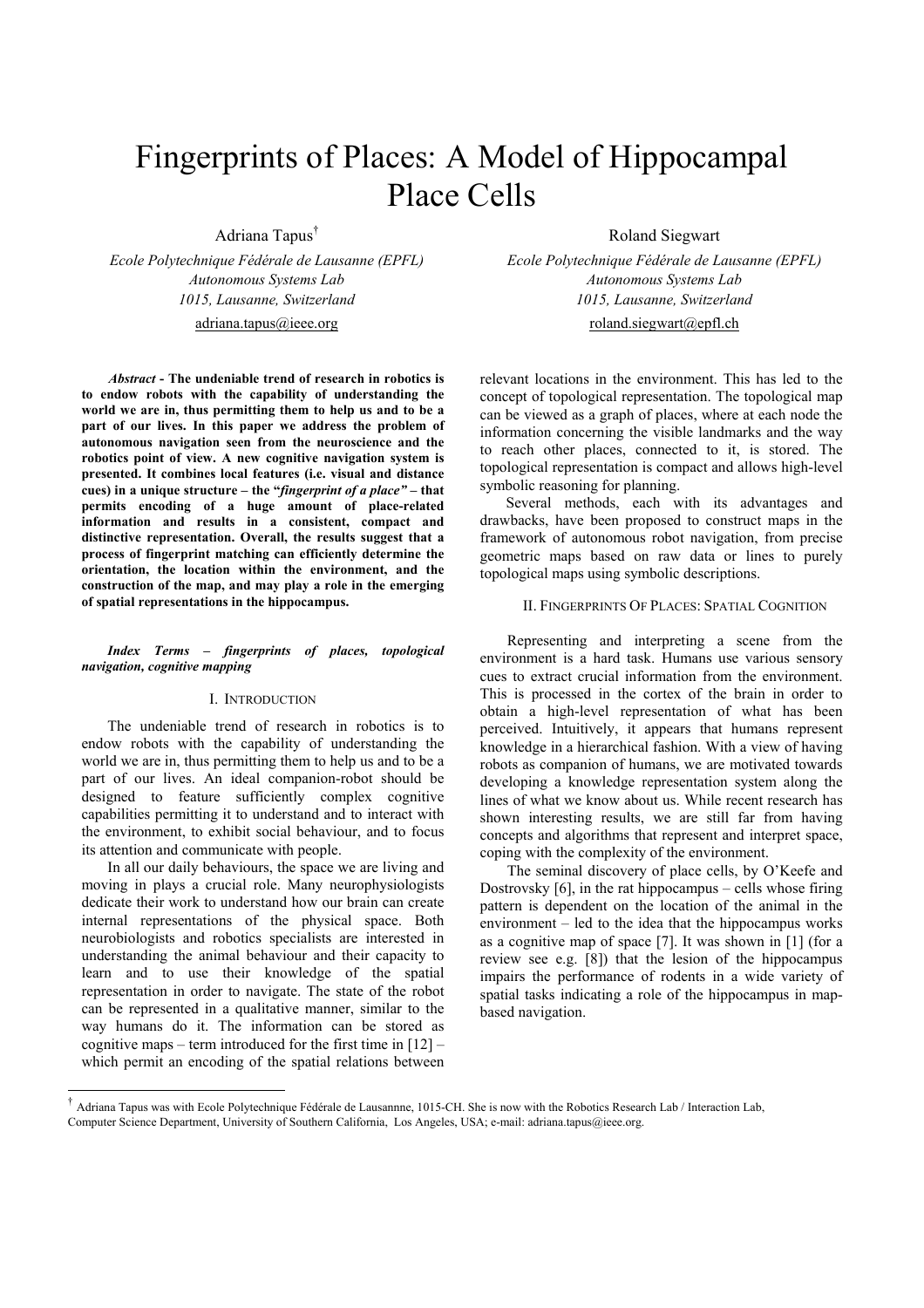# Fingerprints of Places: A Model of Hippocampal Place Cells

Adriana Tapus[†]

*Ecole Polytechnique Fédérale de Lausanne (EPFL)*
*Autonomous Systems Lab*
*1015, Lausanne, Switzerland*
adriana.tapus@ieee.org

Roland Siegwart

*Ecole Polytechnique Fédérale de Lausanne (EPFL)*
*Autonomous Systems Lab*
*1015, Lausanne, Switzerland*
roland.siegwart@epfl.ch

***Abstract*** **- The undeniable trend of research in robotics is to endow robots with the capability of understanding the world we are in, thus permitting them to help us and to be a part of our lives. In this paper we address the problem of autonomous navigation seen from the neuroscience and the robotics point of view. A new cognitive navigation system is presented. It combines local features (i.e. visual and distance cues) in a unique structure – the "*fingerprint of a place"* – that permits encoding of a huge amount of place-related information and results in a consistent, compact and distinctive representation. Overall, the results suggest that a process of fingerprint matching can efficiently determine the orientation, the location within the environment, and the construction of the map, and may play a role in the emerging of spatial representations in the hippocampus.**

***Index Terms – fingerprints of places, topological navigation, cognitive mapping***

## I. Introduction

The undeniable trend of research in robotics is to endow robots with the capability of understanding the world we are in, thus permitting them to help us and to be a part of our lives. An ideal companion-robot should be designed to feature sufficiently complex cognitive capabilities permitting it to understand and to interact with the environment, to exhibit social behaviour, and to focus its attention and communicate with people.

In all our daily behaviours, the space we are living and moving in plays a crucial role. Many neurophysiologists dedicate their work to understand how our brain can create internal representations of the physical space. Both neurobiologists and robotics specialists are interested in understanding the animal behaviour and their capacity to learn and to use their knowledge of the spatial representation in order to navigate. The state of the robot can be represented in a qualitative manner, similar to the way humans do it. The information can be stored as cognitive maps – term introduced for the first time in [12] – which permit an encoding of the spatial relations between relevant locations in the environment. This has led to the concept of topological representation. The topological map can be viewed as a graph of places, where at each node the information concerning the visible landmarks and the way to reach other places, connected to it, is stored. The topological representation is compact and allows high-level symbolic reasoning for planning.

Several methods, each with its advantages and drawbacks, have been proposed to construct maps in the framework of autonomous robot navigation, from precise geometric maps based on raw data or lines to purely topological maps using symbolic descriptions.

## II. Fingerprints Of Places: Spatial Cognition

Representing and interpreting a scene from the environment is a hard task. Humans use various sensory cues to extract crucial information from the environment. This is processed in the cortex of the brain in order to obtain a high-level representation of what has been perceived. Intuitively, it appears that humans represent knowledge in a hierarchical fashion. With a view of having robots as companion of humans, we are motivated towards developing a knowledge representation system along the lines of what we know about us. While recent research has shown interesting results, we are still far from having concepts and algorithms that represent and interpret space, coping with the complexity of the environment.

The seminal discovery of place cells, by O'Keefe and Dostrovsky [6], in the rat hippocampus – cells whose firing pattern is dependent on the location of the animal in the environment – led to the idea that the hippocampus works as a cognitive map of space [7]. It was shown in [1] (for a review see e.g. [8]) that the lesion of the hippocampus impairs the performance of rodents in a wide variety of spatial tasks indicating a role of the hippocampus in map-based navigation.

[†] Adriana Tapus was with Ecole Polytechnique Fédérale de Lausannne, 1015-CH. She is now with the Robotics Research Lab / Interaction Lab, Computer Science Department, University of Southern California, Los Angeles, USA; e-mail: adriana.tapus@ieee.org.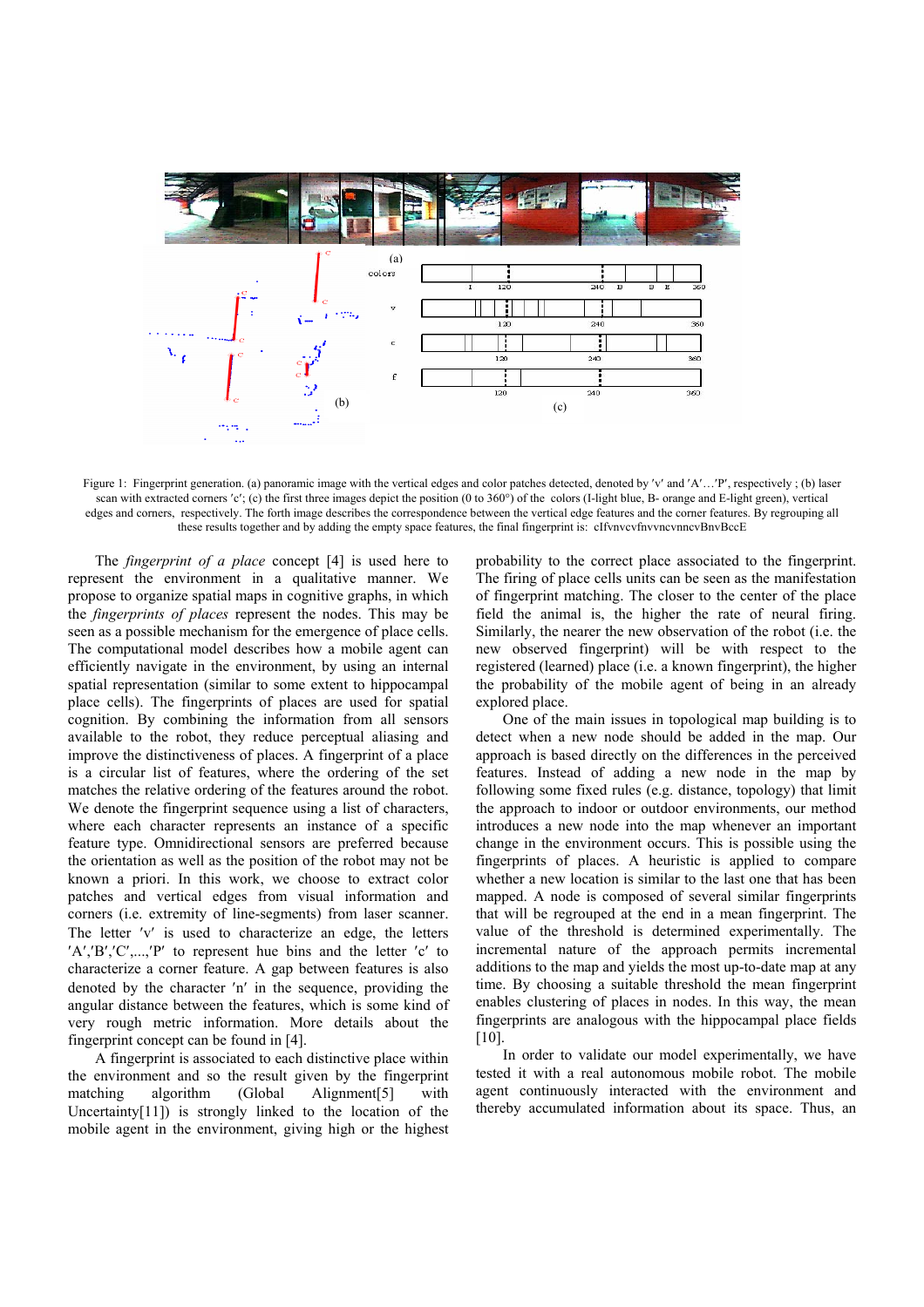Figure 1: Fingerprint generation. (a) panoramic image with the vertical edges and color patches detected, denoted by ′v′ and ′A′…′P′, respectively ; (b) laser scan with extracted corners ′c′; (c) the first three images depict the position (0 to 360°) of the colors (I-light blue, B- orange and E-light green), vertical edges and corners, respectively. The forth image describes the correspondence between the vertical edge features and the corner features. By regrouping all these results together and by adding the empty space features, the final fingerprint is: cIfvnvcvfnvvncvnncvBnvBccE

The *fingerprint of a place* concept [4] is used here to represent the environment in a qualitative manner. We propose to organize spatial maps in cognitive graphs, in which the *fingerprints of places* represent the nodes. This may be seen as a possible mechanism for the emergence of place cells. The computational model describes how a mobile agent can efficiently navigate in the environment, by using an internal spatial representation (similar to some extent to hippocampal place cells). The fingerprints of places are used for spatial cognition. By combining the information from all sensors available to the robot, they reduce perceptual aliasing and improve the distinctiveness of places. A fingerprint of a place is a circular list of features, where the ordering of the set matches the relative ordering of the features around the robot. We denote the fingerprint sequence using a list of characters, where each character represents an instance of a specific feature type. Omnidirectional sensors are preferred because the orientation as well as the position of the robot may not be known a priori. In this work, we choose to extract color patches and vertical edges from visual information and corners (i.e. extremity of line-segments) from laser scanner. The letter ′v′ is used to characterize an edge, the letters ′A′,′B′,′C′,....,′P′ to represent hue bins and the letter ′c′ to characterize a corner feature. A gap between features is also denoted by the character ′n′ in the sequence, providing the angular distance between the features, which is some kind of very rough metric information. More details about the fingerprint concept can be found in [4].

A fingerprint is associated to each distinctive place within the environment and so the result given by the fingerprint matching algorithm (Global Alignment[5] with Uncertainty[11]) is strongly linked to the location of the mobile agent in the environment, giving high or the highest probability to the correct place associated to the fingerprint. The firing of place cells units can be seen as the manifestation of fingerprint matching. The closer to the center of the place field the animal is, the higher the rate of neural firing. Similarly, the nearer the new observation of the robot (i.e. the new observed fingerprint) will be with respect to the registered (learned) place (i.e. a known fingerprint), the higher the probability of the mobile agent of being in an already explored place.

One of the main issues in topological map building is to detect when a new node should be added in the map. Our approach is based directly on the differences in the perceived features. Instead of adding a new node in the map by following some fixed rules (e.g. distance, topology) that limit the approach to indoor or outdoor environments, our method introduces a new node into the map whenever an important change in the environment occurs. This is possible using the fingerprints of places. A heuristic is applied to compare whether a new location is similar to the last one that has been mapped. A node is composed of several similar fingerprints that will be regrouped at the end in a mean fingerprint. The value of the threshold is determined experimentally. The incremental nature of the approach permits incremental additions to the map and yields the most up-to-date map at any time. By choosing a suitable threshold the mean fingerprint enables clustering of places in nodes. In this way, the mean fingerprints are analogous with the hippocampal place fields [10].

In order to validate our model experimentally, we have tested it with a real autonomous mobile robot. The mobile agent continuously interacted with the environment and thereby accumulated information about its space. Thus, an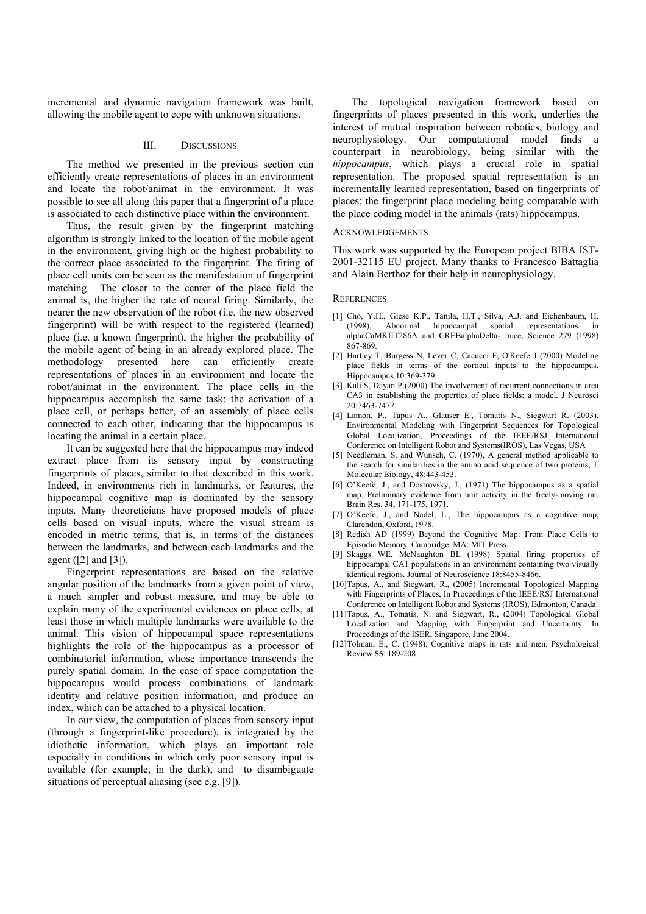incremental and dynamic navigation framework was built, allowing the mobile agent to cope with unknown situations.

## III. DISCUSSIONS

The method we presented in the previous section can efficiently create representations of places in an environment and locate the robot/animat in the environment. It was possible to see all along this paper that a fingerprint of a place is associated to each distinctive place within the environment.

Thus, the result given by the fingerprint matching algorithm is strongly linked to the location of the mobile agent in the environment, giving high or the highest probability to the correct place associated to the fingerprint. The firing of place cell units can be seen as the manifestation of fingerprint matching. The closer to the center of the place field the animal is, the higher the rate of neural firing. Similarly, the nearer the new observation of the robot (i.e. the new observed fingerprint) will be with respect to the registered (learned) place (i.e. a known fingerprint), the higher the probability of the mobile agent of being in an already explored place. The methodology presented here can efficiently create representations of places in an environment and locate the robot/animat in the environment. The place cells in the hippocampus accomplish the same task: the activation of a place cell, or perhaps better, of an assembly of place cells connected to each other, indicating that the hippocampus is locating the animal in a certain place.

It can be suggested here that the hippocampus may indeed extract place from its sensory input by constructing fingerprints of places, similar to that described in this work. Indeed, in environments rich in landmarks, or features, the hippocampal cognitive map is dominated by the sensory inputs. Many theoreticians have proposed models of place cells based on visual inputs, where the visual stream is encoded in metric terms, that is, in terms of the distances between the landmarks, and between each landmarks and the agent ([2] and [3]).

Fingerprint representations are based on the relative angular position of the landmarks from a given point of view, a much simpler and robust measure, and may be able to explain many of the experimental evidences on place cells, at least those in which multiple landmarks were available to the animal. This vision of hippocampal space representations highlights the role of the hippocampus as a processor of combinatorial information, whose importance transcends the purely spatial domain. In the case of space computation the hippocampus would process combinations of landmark identity and relative position information, and produce an index, which can be attached to a physical location.

In our view, the computation of places from sensory input (through a fingerprint-like procedure), is integrated by the idiothetic information, which plays an important role especially in conditions in which only poor sensory input is available (for example, in the dark), and to disambiguate situations of perceptual aliasing (see e.g. [9]).

The topological navigation framework based on fingerprints of places presented in this work, underlies the interest of mutual inspiration between robotics, biology and neurophysiology. Our computational model finds a counterpart in neurobiology, being similar with the *hippocampus*, which plays a crucial role in spatial representation. The proposed spatial representation is an incrementally learned representation, based on fingerprints of places; the fingerprint place modeling being comparable with the place coding model in the animals (rats) hippocampus.

### ACKNOWLEDGEMENTS

This work was supported by the European project BIBA IST-2001-32115 EU project. Many thanks to Francesco Battaglia and Alain Berthoz for their help in neurophysiology.

### REFERENCES

[1] Cho, Y.H., Giese K.P., Tanila, H.T., Silva, A.J. and Eichenbaum, H. (1998), Abnormal hippocampal spatial representations in alphaCaMKIIT286A and CREBalphaDelta- mice, Science 279 (1998) 867-869.

[2] Hartley T, Burgess N, Lever C, Cacucci F, O'Keefe J (2000) Modeling place fields in terms of the cortical inputs to the hippocampus. Hippocampus 10:369-379.

[3] Kali S, Dayan P (2000) The involvement of recurrent connections in area CA3 in establishing the properties of place fields: a model. J Neurosci 20:7463-7477.

[4] Lamon, P., Tapus A., Glauser E., Tomatis N., Siegwart R. (2003), Environmental Modeling with Fingerprint Sequences for Topological Global Localization, Proceedings of the IEEE/RSJ International Conference on Intelligent Robot and Systems(IROS), Las Vegas, USA

[5] Needleman, S. and Wunsch, C. (1970), A general method applicable to the search for similarities in the amino acid sequence of two proteins, J. Molecular Biology, 48:443-453.

[6] O'Keefe, J., and Dostrovsky, J., (1971) The hippocampus as a spatial map. Preliminary evidence from unit activity in the freely-moving rat. Brain Res. 34, 171-175, 1971.

[7] O'Keefe, J., and Nadel, L., The hippocampus as a cognitive map, Clarendon, Oxford, 1978.

[8] Redish AD (1999) Beyond the Cognitive Map: From Place Cells to Episodic Memory. Cambridge, MA: MIT Press.

[9] Skaggs WE, McNaughton BL (1998) Spatial firing properties of hippocampal CA1 populations in an environment containing two visually identical regions. Journal of Neuroscience 18:8455-8466.

[10] Tapus, A., and Siegwart, R., (2005) Incremental Topological Mapping with Fingerprints of Places, In Proceedings of the IEEE/RSJ International Conference on Intelligent Robot and Systems (IROS), Edmonton, Canada.

[11] Tapus, A., Tomatis, N. and Siegwart, R., (2004) Topological Global Localization and Mapping with Fingerprint and Uncertainty. In Proceedings of the ISER, Singapore, June 2004.

[12] Tolman, E., C. (1948). Cognitive maps in rats and men. Psychological Review **55**: 189-208.